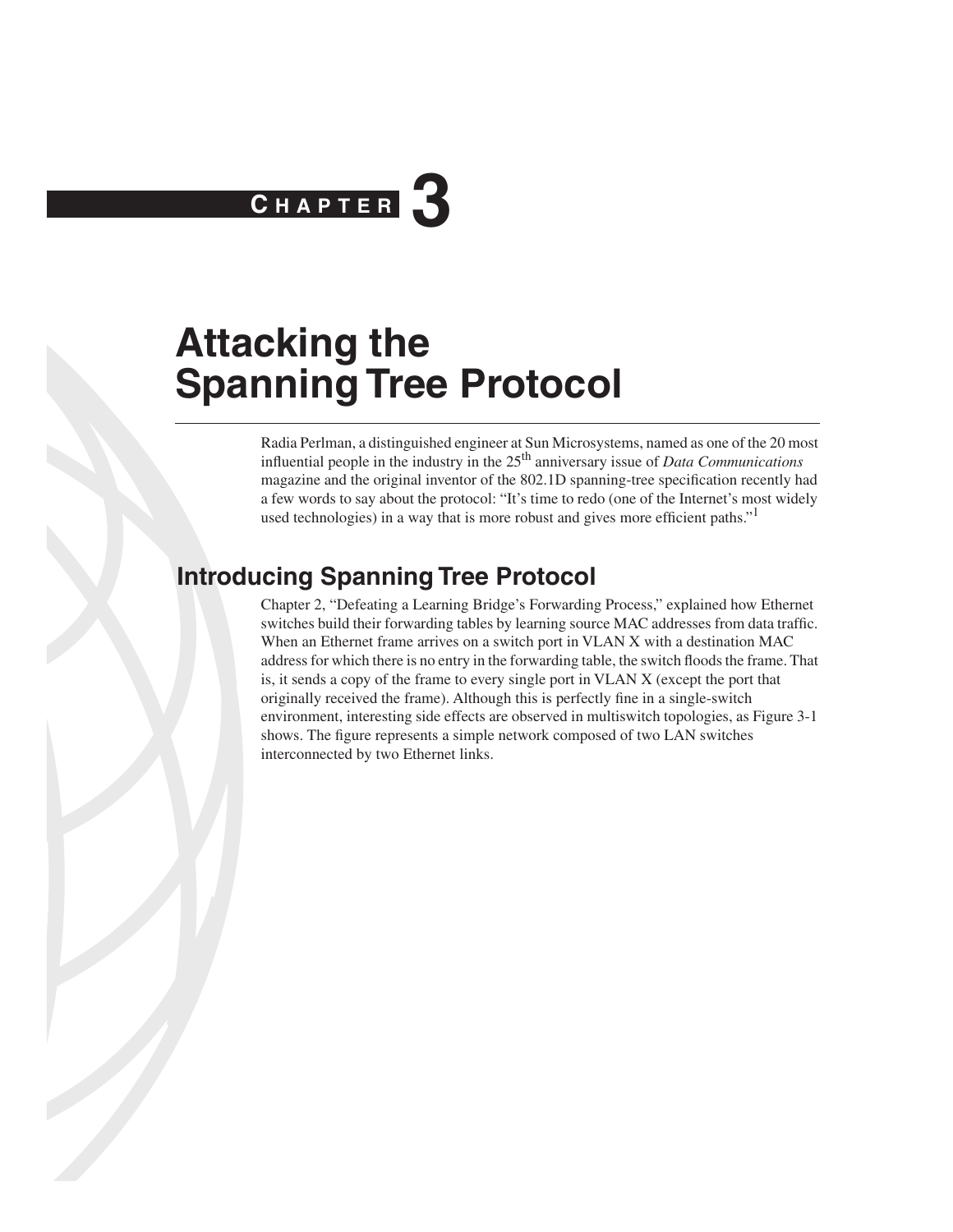# Chapter 3

# Attacking the Spanning Tree Protocol

Radia Perlman, a distinguished engineer at Sun Microsystems, named as one of the 20 most influential people in the industry in the 25th anniversary issue of *Data Communications* magazine and the original inventor of the 802.1D spanning-tree specification recently had a few words to say about the protocol: "It's time to redo (one of the Internet's most widely used technologies) in a way that is more robust and gives more efficient paths."[1]

## Introducing Spanning Tree Protocol

Chapter 2, "Defeating a Learning Bridge's Forwarding Process," explained how Ethernet switches build their forwarding tables by learning source MAC addresses from data traffic. When an Ethernet frame arrives on a switch port in VLAN X with a destination MAC address for which there is no entry in the forwarding table, the switch floods the frame. That is, it sends a copy of the frame to every single port in VLAN X (except the port that originally received the frame). Although this is perfectly fine in a single-switch environment, interesting side effects are observed in multiswitch topologies, as Figure 3-1 shows. The figure represents a simple network composed of two LAN switches interconnected by two Ethernet links.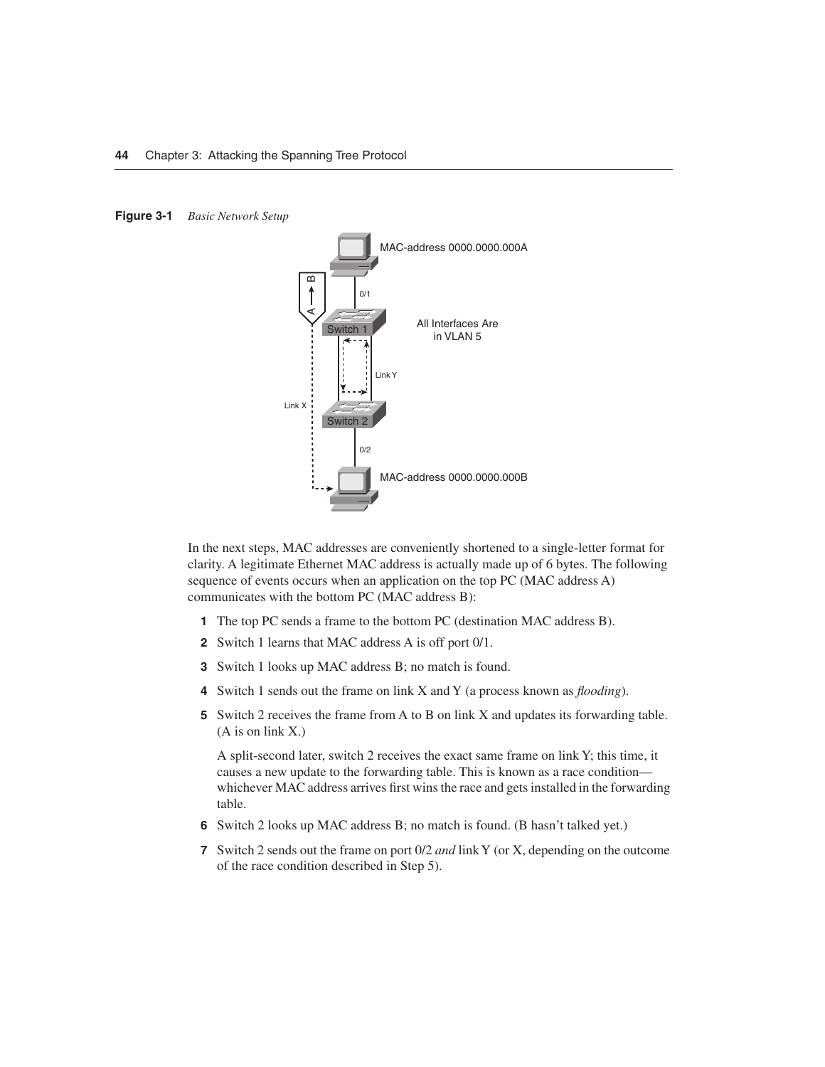**Figure 3-1** *Basic Network Setup*

In the next steps, MAC addresses are conveniently shortened to a single-letter format for clarity. A legitimate Ethernet MAC address is actually made up of 6 bytes. The following sequence of events occurs when an application on the top PC (MAC address A) communicates with the bottom PC (MAC address B):

1. The top PC sends a frame to the bottom PC (destination MAC address B).
2. Switch 1 learns that MAC address A is off port 0/1.
3. Switch 1 looks up MAC address B; no match is found.
4. Switch 1 sends out the frame on link X and Y (a process known as *flooding*).
5. Switch 2 receives the frame from A to B on link X and updates its forwarding table. (A is on link X.)

   A split-second later, switch 2 receives the exact same frame on link Y; this time, it causes a new update to the forwarding table. This is known as a race condition—whichever MAC address arrives first wins the race and gets installed in the forwarding table.
6. Switch 2 looks up MAC address B; no match is found. (B hasn't talked yet.)
7. Switch 2 sends out the frame on port 0/2 *and* link Y (or X, depending on the outcome of the race condition described in Step 5).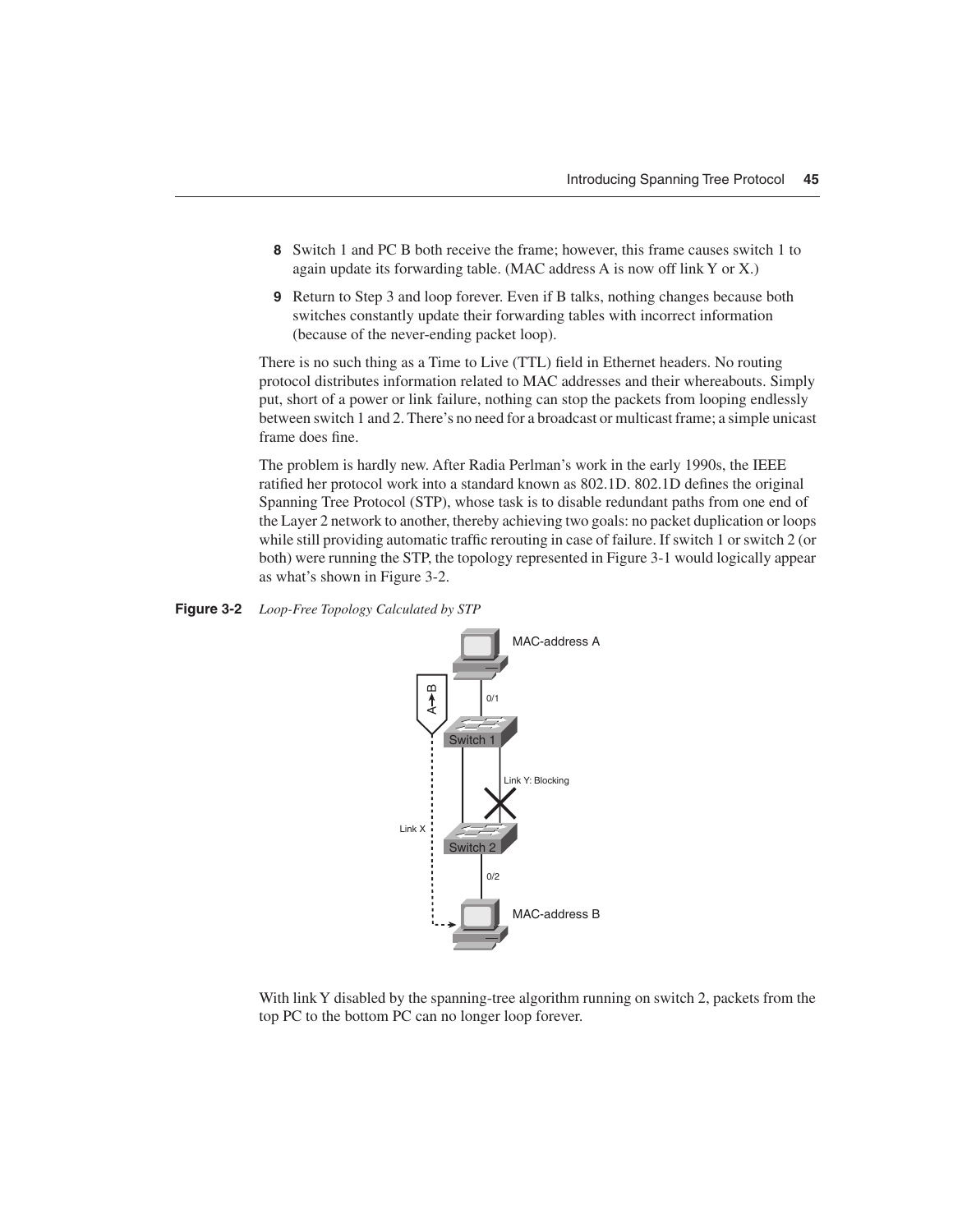8. Switch 1 and PC B both receive the frame; however, this frame causes switch 1 to again update its forwarding table. (MAC address A is now off link Y or X.)
9. Return to Step 3 and loop forever. Even if B talks, nothing changes because both switches constantly update their forwarding tables with incorrect information (because of the never-ending packet loop).

There is no such thing as a Time to Live (TTL) field in Ethernet headers. No routing protocol distributes information related to MAC addresses and their whereabouts. Simply put, short of a power or link failure, nothing can stop the packets from looping endlessly between switch 1 and 2. There's no need for a broadcast or multicast frame; a simple unicast frame does fine.

The problem is hardly new. After Radia Perlman's work in the early 1990s, the IEEE ratified her protocol work into a standard known as 802.1D. 802.1D defines the original Spanning Tree Protocol (STP), whose task is to disable redundant paths from one end of the Layer 2 network to another, thereby achieving two goals: no packet duplication or loops while still providing automatic traffic rerouting in case of failure. If switch 1 or switch 2 (or both) were running the STP, the topology represented in Figure 3-1 would logically appear as what's shown in Figure 3-2.

**Figure 3-2** *Loop-Free Topology Calculated by STP*

With link Y disabled by the spanning-tree algorithm running on switch 2, packets from the top PC to the bottom PC can no longer loop forever.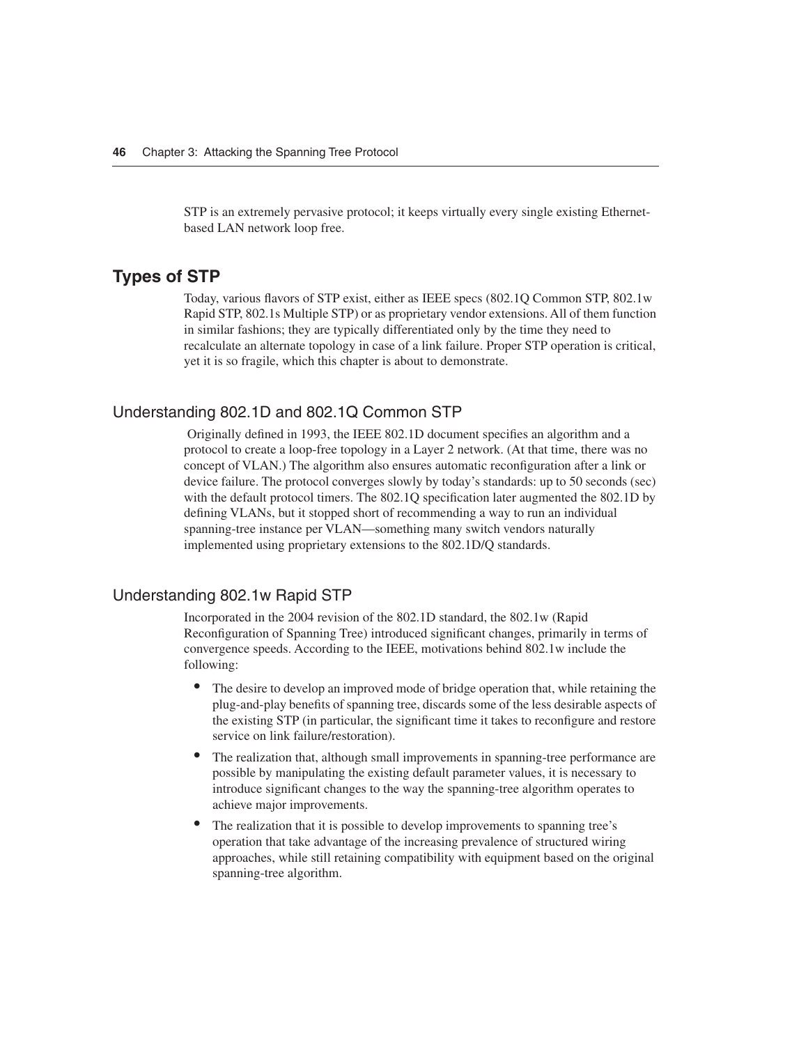STP is an extremely pervasive protocol; it keeps virtually every single existing Ethernet-based LAN network loop free.

## Types of STP

Today, various flavors of STP exist, either as IEEE specs (802.1Q Common STP, 802.1w Rapid STP, 802.1s Multiple STP) or as proprietary vendor extensions. All of them function in similar fashions; they are typically differentiated only by the time they need to recalculate an alternate topology in case of a link failure. Proper STP operation is critical, yet it is so fragile, which this chapter is about to demonstrate.

### Understanding 802.1D and 802.1Q Common STP

Originally defined in 1993, the IEEE 802.1D document specifies an algorithm and a protocol to create a loop-free topology in a Layer 2 network. (At that time, there was no concept of VLAN.) The algorithm also ensures automatic reconfiguration after a link or device failure. The protocol converges slowly by today's standards: up to 50 seconds (sec) with the default protocol timers. The 802.1Q specification later augmented the 802.1D by defining VLANs, but it stopped short of recommending a way to run an individual spanning-tree instance per VLAN—something many switch vendors naturally implemented using proprietary extensions to the 802.1D/Q standards.

### Understanding 802.1w Rapid STP

Incorporated in the 2004 revision of the 802.1D standard, the 802.1w (Rapid Reconfiguration of Spanning Tree) introduced significant changes, primarily in terms of convergence speeds. According to the IEEE, motivations behind 802.1w include the following:

- The desire to develop an improved mode of bridge operation that, while retaining the plug-and-play benefits of spanning tree, discards some of the less desirable aspects of the existing STP (in particular, the significant time it takes to reconfigure and restore service on link failure/restoration).
- The realization that, although small improvements in spanning-tree performance are possible by manipulating the existing default parameter values, it is necessary to introduce significant changes to the way the spanning-tree algorithm operates to achieve major improvements.
- The realization that it is possible to develop improvements to spanning tree's operation that take advantage of the increasing prevalence of structured wiring approaches, while still retaining compatibility with equipment based on the original spanning-tree algorithm.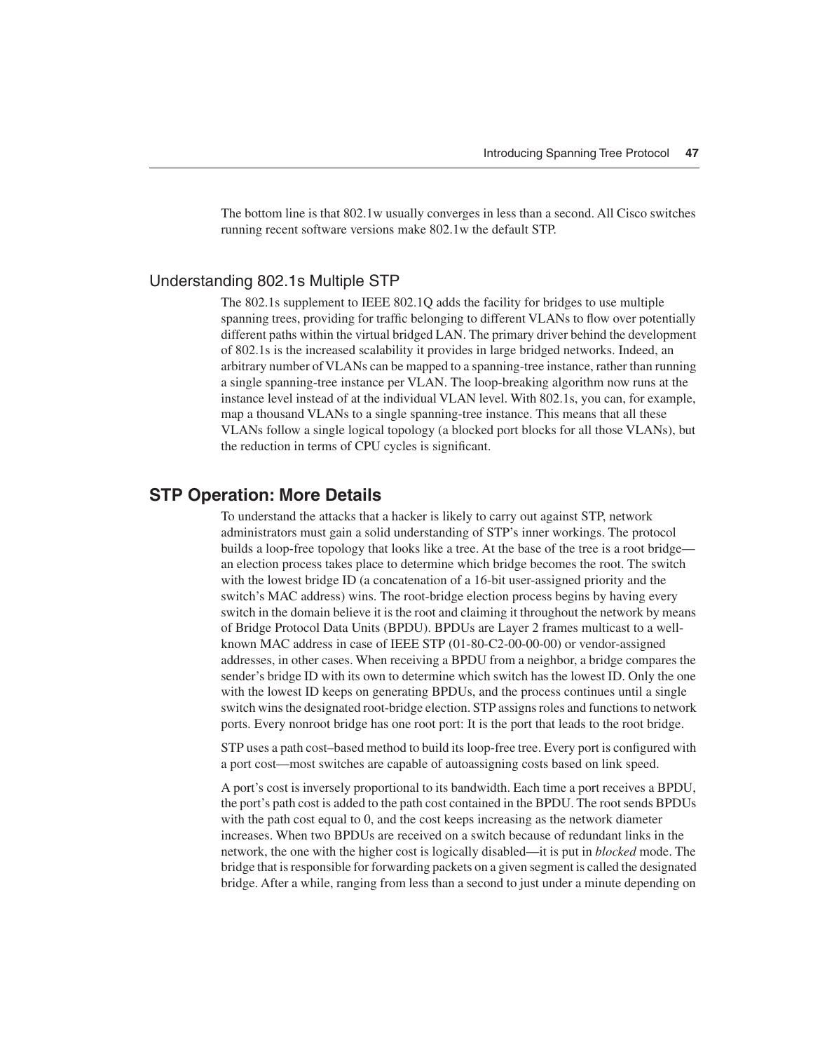The bottom line is that 802.1w usually converges in less than a second. All Cisco switches running recent software versions make 802.1w the default STP.

### Understanding 802.1s Multiple STP

The 802.1s supplement to IEEE 802.1Q adds the facility for bridges to use multiple spanning trees, providing for traffic belonging to different VLANs to flow over potentially different paths within the virtual bridged LAN. The primary driver behind the development of 802.1s is the increased scalability it provides in large bridged networks. Indeed, an arbitrary number of VLANs can be mapped to a spanning-tree instance, rather than running a single spanning-tree instance per VLAN. The loop-breaking algorithm now runs at the instance level instead of at the individual VLAN level. With 802.1s, you can, for example, map a thousand VLANs to a single spanning-tree instance. This means that all these VLANs follow a single logical topology (a blocked port blocks for all those VLANs), but the reduction in terms of CPU cycles is significant.

## STP Operation: More Details

To understand the attacks that a hacker is likely to carry out against STP, network administrators must gain a solid understanding of STP's inner workings. The protocol builds a loop-free topology that looks like a tree. At the base of the tree is a root bridge—an election process takes place to determine which bridge becomes the root. The switch with the lowest bridge ID (a concatenation of a 16-bit user-assigned priority and the switch's MAC address) wins. The root-bridge election process begins by having every switch in the domain believe it is the root and claiming it throughout the network by means of Bridge Protocol Data Units (BPDU). BPDUs are Layer 2 frames multicast to a well-known MAC address in case of IEEE STP (01-80-C2-00-00-00) or vendor-assigned addresses, in other cases. When receiving a BPDU from a neighbor, a bridge compares the sender's bridge ID with its own to determine which switch has the lowest ID. Only the one with the lowest ID keeps on generating BPDUs, and the process continues until a single switch wins the designated root-bridge election. STP assigns roles and functions to network ports. Every nonroot bridge has one root port: It is the port that leads to the root bridge.

STP uses a path cost–based method to build its loop-free tree. Every port is configured with a port cost—most switches are capable of autoassigning costs based on link speed.

A port's cost is inversely proportional to its bandwidth. Each time a port receives a BPDU, the port's path cost is added to the path cost contained in the BPDU. The root sends BPDUs with the path cost equal to 0, and the cost keeps increasing as the network diameter increases. When two BPDUs are received on a switch because of redundant links in the network, the one with the higher cost is logically disabled—it is put in *blocked* mode. The bridge that is responsible for forwarding packets on a given segment is called the designated bridge. After a while, ranging from less than a second to just under a minute depending on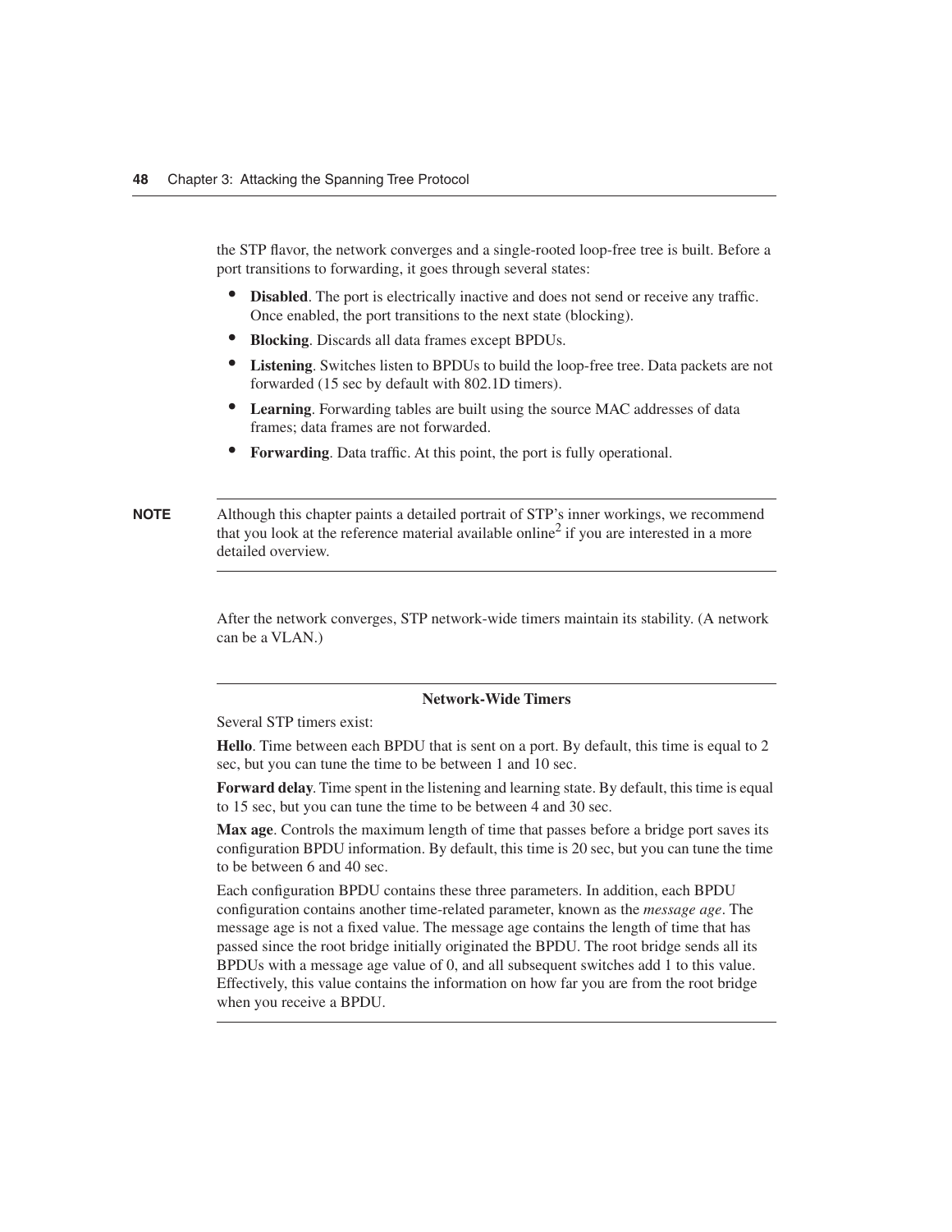the STP flavor, the network converges and a single-rooted loop-free tree is built. Before a port transitions to forwarding, it goes through several states:

- **Disabled**. The port is electrically inactive and does not send or receive any traffic. Once enabled, the port transitions to the next state (blocking).
- **Blocking**. Discards all data frames except BPDUs.
- **Listening**. Switches listen to BPDUs to build the loop-free tree. Data packets are not forwarded (15 sec by default with 802.1D timers).
- **Learning**. Forwarding tables are built using the source MAC addresses of data frames; data frames are not forwarded.
- **Forwarding**. Data traffic. At this point, the port is fully operational.

---

**NOTE** Although this chapter paints a detailed portrait of STP's inner workings, we recommend that you look at the reference material available online[2] if you are interested in a more detailed overview.

---

After the network converges, STP network-wide timers maintain its stability. (A network can be a VLAN.)

---

**Network-Wide Timers**

Several STP timers exist:

**Hello**. Time between each BPDU that is sent on a port. By default, this time is equal to 2 sec, but you can tune the time to be between 1 and 10 sec.

**Forward delay**. Time spent in the listening and learning state. By default, this time is equal to 15 sec, but you can tune the time to be between 4 and 30 sec.

**Max age**. Controls the maximum length of time that passes before a bridge port saves its configuration BPDU information. By default, this time is 20 sec, but you can tune the time to be between 6 and 40 sec.

Each configuration BPDU contains these three parameters. In addition, each BPDU configuration contains another time-related parameter, known as the *message age*. The message age is not a fixed value. The message age contains the length of time that has passed since the root bridge initially originated the BPDU. The root bridge sends all its BPDUs with a message age value of 0, and all subsequent switches add 1 to this value. Effectively, this value contains the information on how far you are from the root bridge when you receive a BPDU.

---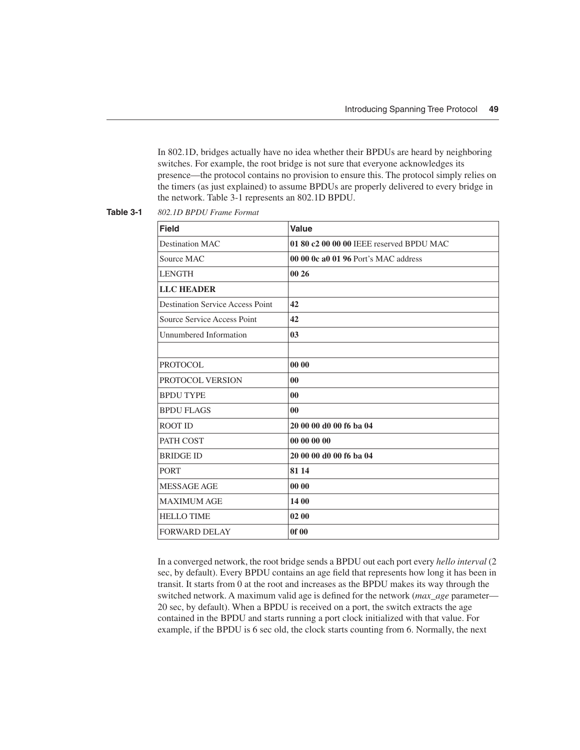In 802.1D, bridges actually have no idea whether their BPDUs are heard by neighboring switches. For example, the root bridge is not sure that everyone acknowledges its presence—the protocol contains no provision to ensure this. The protocol simply relies on the timers (as just explained) to assume BPDUs are properly delivered to every bridge in the network. Table 3-1 represents an 802.1D BPDU.

**Table 3-1** *802.1D BPDU Frame Format*

| Field | Value |
|---|---|
| Destination MAC | **01 80 c2 00 00 00** IEEE reserved BPDU MAC |
| Source MAC | **00 00 0c a0 01 96** Port's MAC address |
| LENGTH | **00 26** |
| **LLC HEADER** | |
| Destination Service Access Point | **42** |
| Source Service Access Point | **42** |
| Unnumbered Information | **03** |
| | |
| PROTOCOL | **00 00** |
| PROTOCOL VERSION | **00** |
| BPDU TYPE | **00** |
| BPDU FLAGS | **00** |
| ROOT ID | **20 00 00 d0 00 f6 ba 04** |
| PATH COST | **00 00 00 00** |
| BRIDGE ID | **20 00 00 d0 00 f6 ba 04** |
| PORT | **81 14** |
| MESSAGE AGE | **00 00** |
| MAXIMUM AGE | **14 00** |
| HELLO TIME | **02 00** |
| FORWARD DELAY | **0f 00** |

In a converged network, the root bridge sends a BPDU out each port every *hello interval* (2 sec, by default). Every BPDU contains an age field that represents how long it has been in transit. It starts from 0 at the root and increases as the BPDU makes its way through the switched network. A maximum valid age is defined for the network (*max_age* parameter—20 sec, by default). When a BPDU is received on a port, the switch extracts the age contained in the BPDU and starts running a port clock initialized with that value. For example, if the BPDU is 6 sec old, the clock starts counting from 6. Normally, the next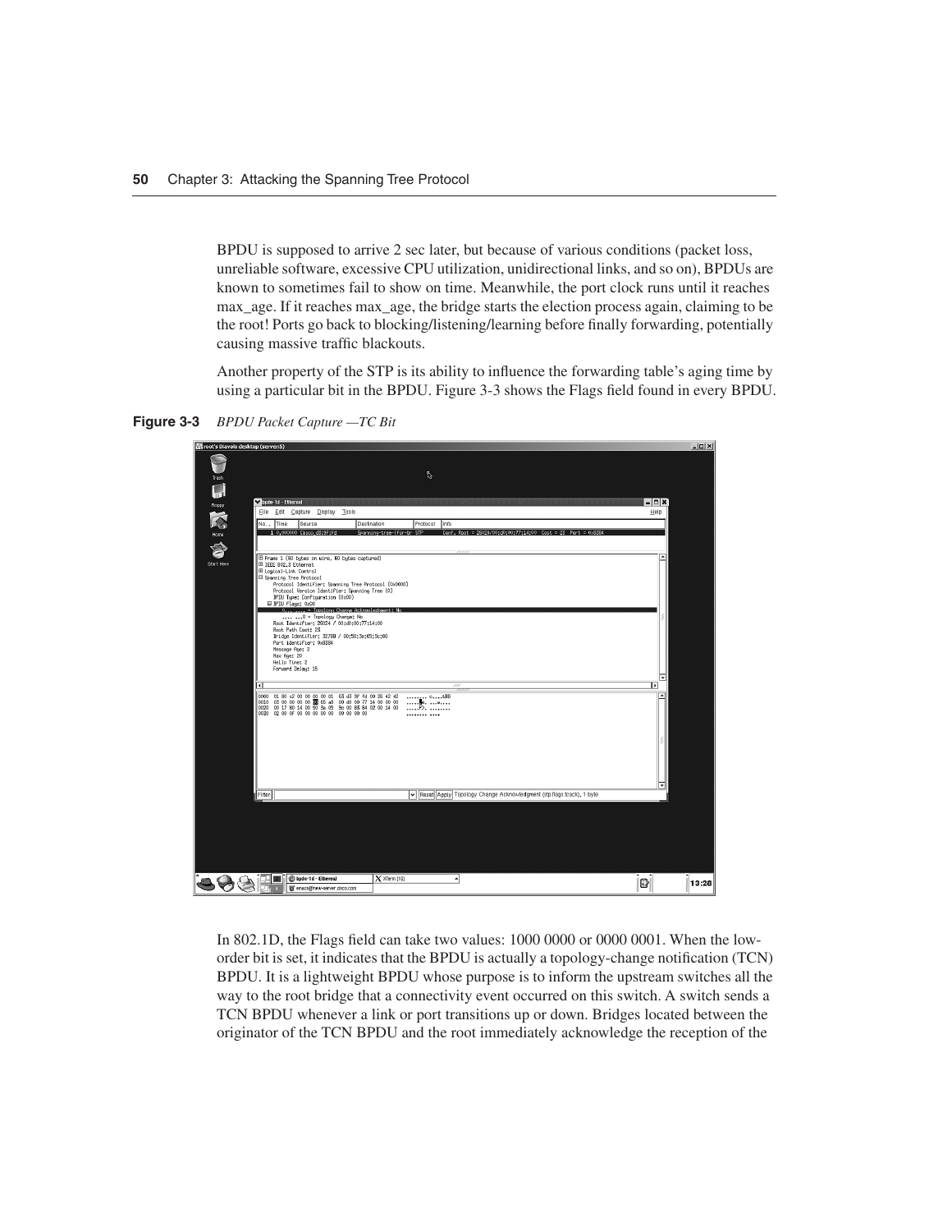BPDU is supposed to arrive 2 sec later, but because of various conditions (packet loss, unreliable software, excessive CPU utilization, unidirectional links, and so on), BPDUs are known to sometimes fail to show on time. Meanwhile, the port clock runs until it reaches max_age. If it reaches max_age, the bridge starts the election process again, claiming to be the root! Ports go back to blocking/listening/learning before finally forwarding, potentially causing massive traffic blackouts.

Another property of the STP is its ability to influence the forwarding table's aging time by using a particular bit in the BPDU. Figure 3-3 shows the Flags field found in every BPDU.

**Figure 3-3** *BPDU Packet Capture —TC Bit*

In 802.1D, the Flags field can take two values: 1000 0000 or 0000 0001. When the low-order bit is set, it indicates that the BPDU is actually a topology-change notification (TCN) BPDU. It is a lightweight BPDU whose purpose is to inform the upstream switches all the way to the root bridge that a connectivity event occurred on this switch. A switch sends a TCN BPDU whenever a link or port transitions up or down. Bridges located between the originator of the TCN BPDU and the root immediately acknowledge the reception of the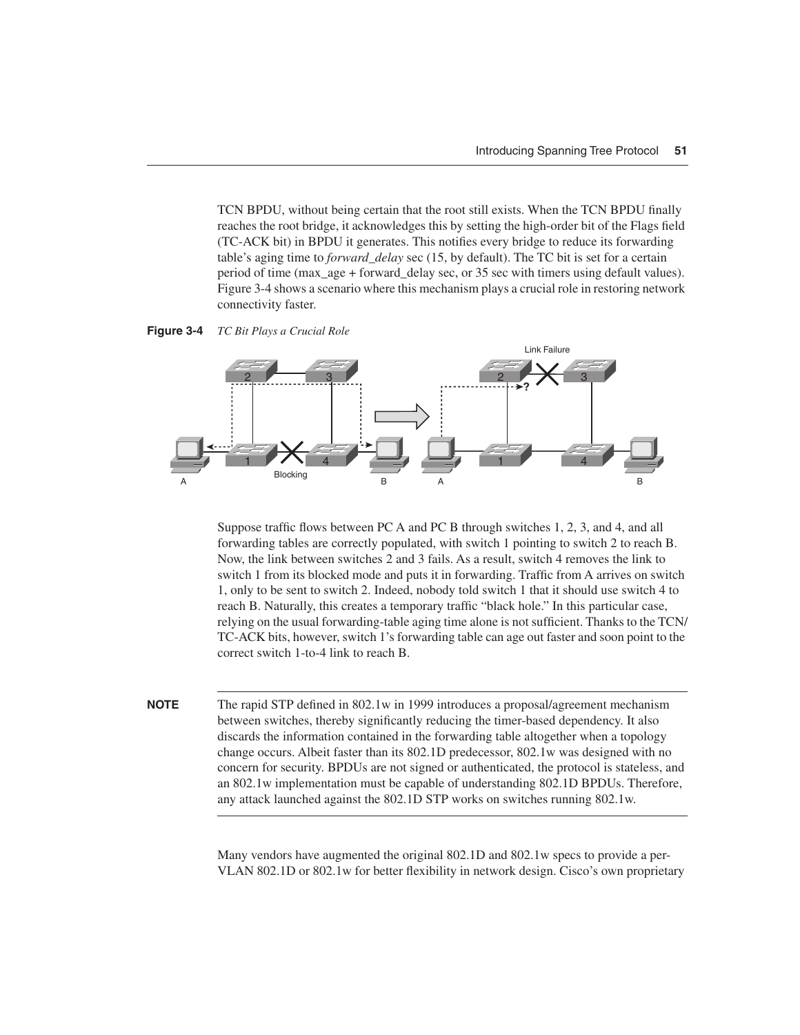TCN BPDU, without being certain that the root still exists. When the TCN BPDU finally reaches the root bridge, it acknowledges this by setting the high-order bit of the Flags field (TC-ACK bit) in BPDU it generates. This notifies every bridge to reduce its forwarding table's aging time to *forward_delay* sec (15, by default). The TC bit is set for a certain period of time (max_age + forward_delay sec, or 35 sec with timers using default values). Figure 3-4 shows a scenario where this mechanism plays a crucial role in restoring network connectivity faster.

**Figure 3-4** *TC Bit Plays a Crucial Role*

Suppose traffic flows between PC A and PC B through switches 1, 2, 3, and 4, and all forwarding tables are correctly populated, with switch 1 pointing to switch 2 to reach B. Now, the link between switches 2 and 3 fails. As a result, switch 4 removes the link to switch 1 from its blocked mode and puts it in forwarding. Traffic from A arrives on switch 1, only to be sent to switch 2. Indeed, nobody told switch 1 that it should use switch 4 to reach B. Naturally, this creates a temporary traffic "black hole." In this particular case, relying on the usual forwarding-table aging time alone is not sufficient. Thanks to the TCN/TC-ACK bits, however, switch 1's forwarding table can age out faster and soon point to the correct switch 1-to-4 link to reach B.

---

**NOTE** The rapid STP defined in 802.1w in 1999 introduces a proposal/agreement mechanism between switches, thereby significantly reducing the timer-based dependency. It also discards the information contained in the forwarding table altogether when a topology change occurs. Albeit faster than its 802.1D predecessor, 802.1w was designed with no concern for security. BPDUs are not signed or authenticated, the protocol is stateless, and an 802.1w implementation must be capable of understanding 802.1D BPDUs. Therefore, any attack launched against the 802.1D STP works on switches running 802.1w.

---

Many vendors have augmented the original 802.1D and 802.1w specs to provide a per-VLAN 802.1D or 802.1w for better flexibility in network design. Cisco's own proprietary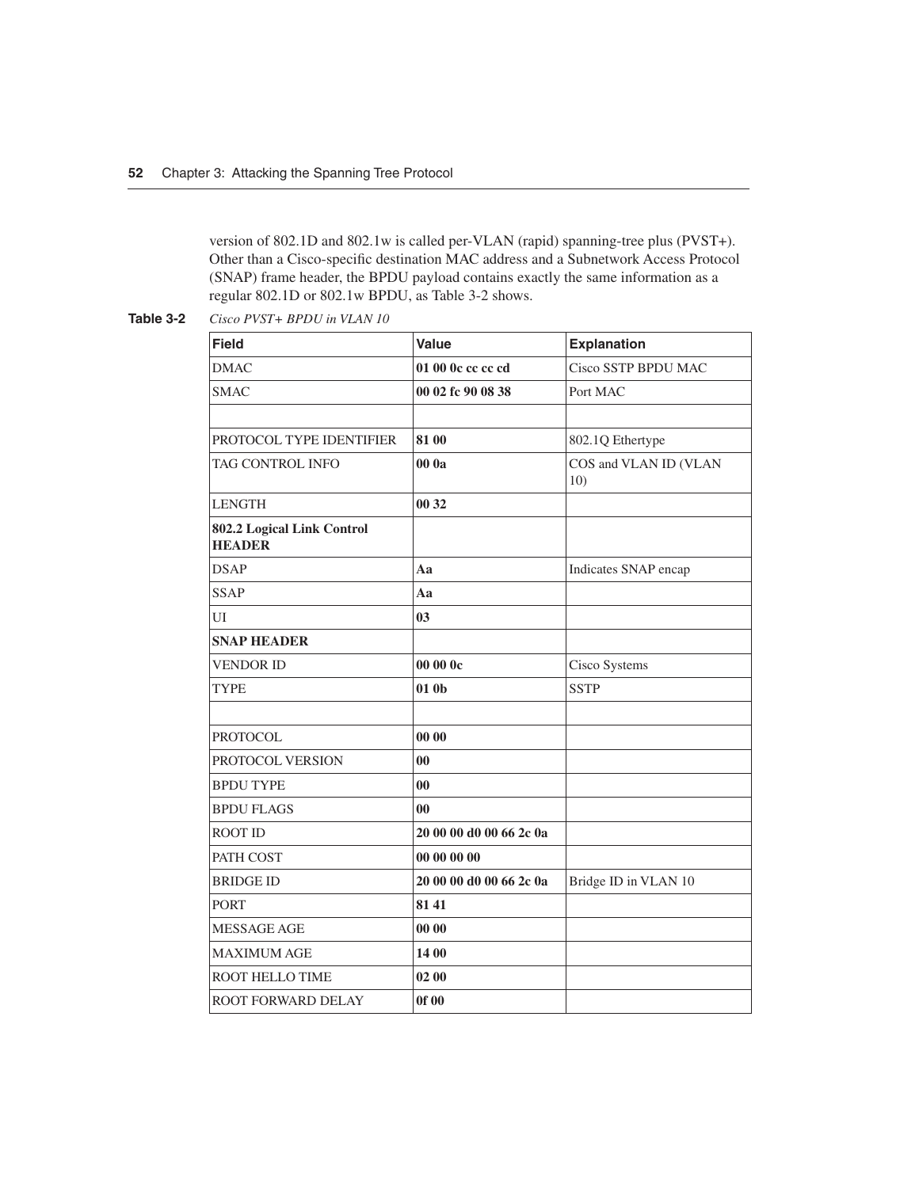version of 802.1D and 802.1w is called per-VLAN (rapid) spanning-tree plus (PVST+). Other than a Cisco-specific destination MAC address and a Subnetwork Access Protocol (SNAP) frame header, the BPDU payload contains exactly the same information as a regular 802.1D or 802.1w BPDU, as Table 3-2 shows.

**Table 3-2** *Cisco PVST+ BPDU in VLAN 10*

| Field | Value | Explanation |
|---|---|---|
| DMAC | **01 00 0c cc cc cd** | Cisco SSTP BPDU MAC |
| SMAC | **00 02 fc 90 08 38** | Port MAC |
| | | |
| PROTOCOL TYPE IDENTIFIER | **81 00** | 802.1Q Ethertype |
| TAG CONTROL INFO | **00 0a** | COS and VLAN ID (VLAN 10) |
| LENGTH | **00 32** | |
| **802.2 Logical Link Control HEADER** | | |
| DSAP | **Aa** | Indicates SNAP encap |
| SSAP | **Aa** | |
| UI | **03** | |
| **SNAP HEADER** | | |
| VENDOR ID | **00 00 0c** | Cisco Systems |
| TYPE | **01 0b** | SSTP |
| | | |
| PROTOCOL | **00 00** | |
| PROTOCOL VERSION | **00** | |
| BPDU TYPE | **00** | |
| BPDU FLAGS | **00** | |
| ROOT ID | **20 00 00 d0 00 66 2c 0a** | |
| PATH COST | **00 00 00 00** | |
| BRIDGE ID | **20 00 00 d0 00 66 2c 0a** | Bridge ID in VLAN 10 |
| PORT | **81 41** | |
| MESSAGE AGE | **00 00** | |
| MAXIMUM AGE | **14 00** | |
| ROOT HELLO TIME | **02 00** | |
| ROOT FORWARD DELAY | **0f 00** | |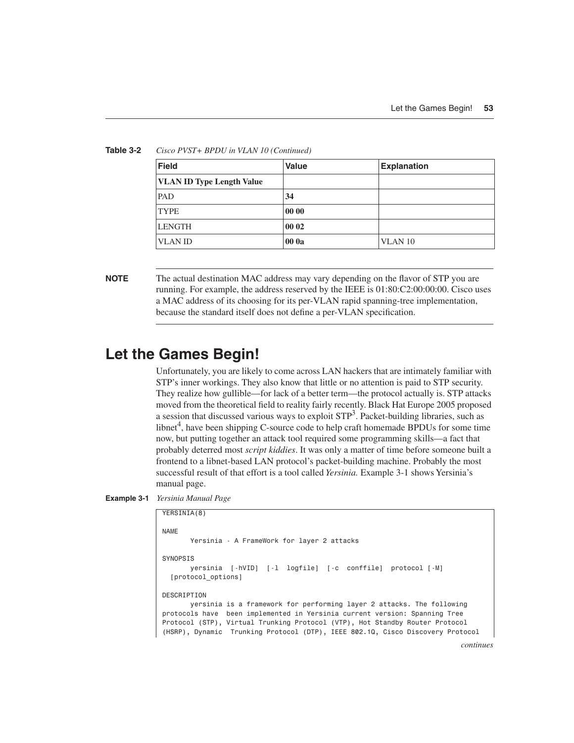**Table 3-2** *Cisco PVST+ BPDU in VLAN 10 (Continued)*

| Field | Value | Explanation |
|---|---|---|
| **VLAN ID Type Length Value** | | |
| PAD | **34** | |
| TYPE | **00 00** | |
| LENGTH | **00 02** | |
| VLAN ID | **00 0a** | VLAN 10 |

**NOTE** The actual destination MAC address may vary depending on the flavor of STP you are running. For example, the address reserved by the IEEE is 01:80:C2:00:00:00. Cisco uses a MAC address of its choosing for its per-VLAN rapid spanning-tree implementation, because the standard itself does not define a per-VLAN specification.

## Let the Games Begin!

Unfortunately, you are likely to come across LAN hackers that are intimately familiar with STP's inner workings. They also know that little or no attention is paid to STP security. They realize how gullible—for lack of a better term—the protocol actually is. STP attacks moved from the theoretical field to reality fairly recently. Black Hat Europe 2005 proposed a session that discussed various ways to exploit STP[3]. Packet-building libraries, such as libnet[4], have been shipping C-source code to help craft homemade BPDUs for some time now, but putting together an attack tool required some programming skills—a fact that probably deterred most *script kiddies*. It was only a matter of time before someone built a frontend to a libnet-based LAN protocol's packet-building machine. Probably the most successful result of that effort is a tool called *Yersinia.* Example 3-1 shows Yersinia's manual page.

**Example 3-1** *Yersinia Manual Page*

```
YERSINIA(8)

NAME
       Yersinia - A FrameWork for layer 2 attacks

SYNOPSIS
       yersinia  [-hVID]  [-l  logfile]  [-c  conffile]  protocol [-M]
  [protocol_options]

DESCRIPTION
       yersinia is a framework for performing layer 2 attacks. The following
protocols have  been implemented in Yersinia current version: Spanning Tree
Protocol (STP), Virtual Trunking Protocol (VTP), Hot Standby Router Protocol
(HSRP), Dynamic  Trunking Protocol (DTP), IEEE 802.1Q, Cisco Discovery Protocol
```

*continues*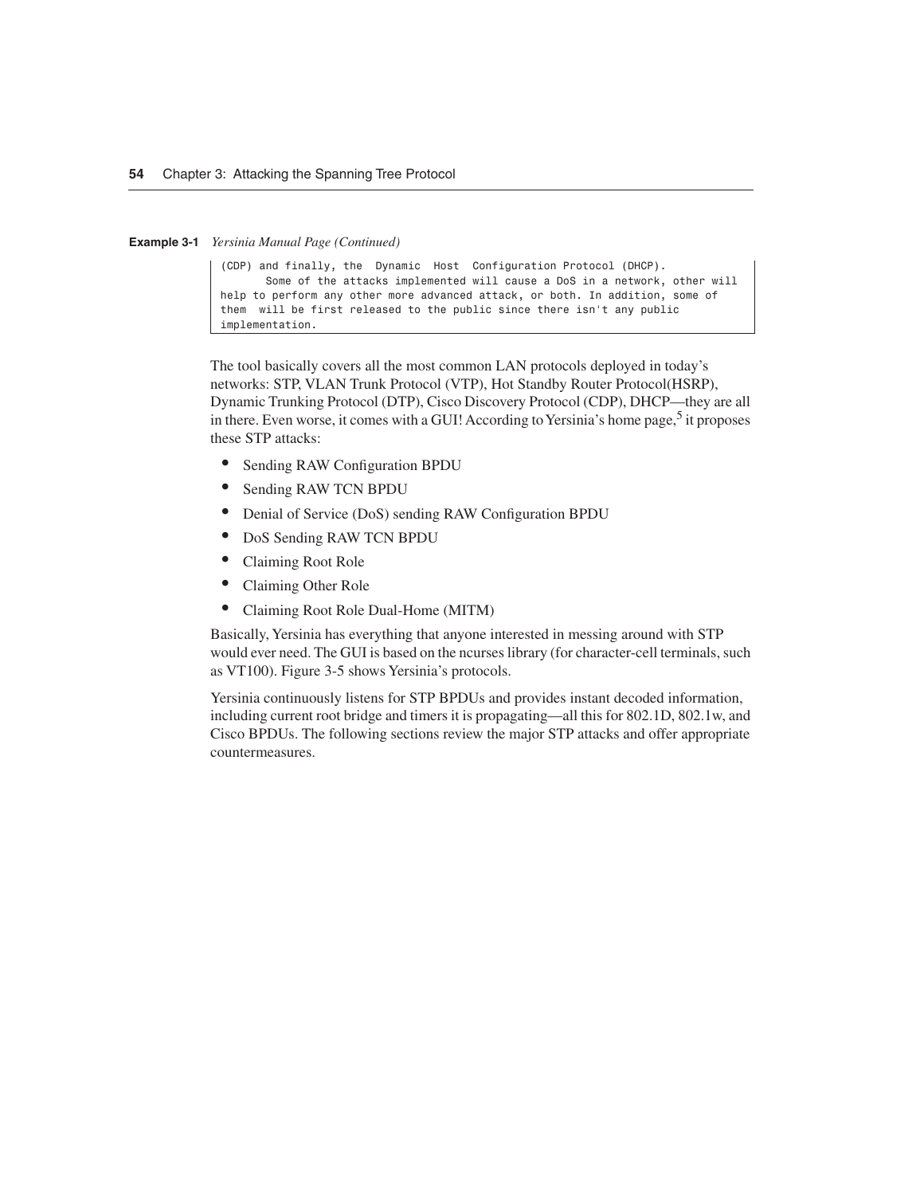**Example 3-1** *Yersinia Manual Page (Continued)*

```
(CDP) and finally, the  Dynamic  Host  Configuration Protocol (DHCP).
       Some of the attacks implemented will cause a DoS in a network, other will
help to perform any other more advanced attack, or both. In addition, some of
them  will be first released to the public since there isn't any public
implementation.
```

The tool basically covers all the most common LAN protocols deployed in today's networks: STP, VLAN Trunk Protocol (VTP), Hot Standby Router Protocol(HSRP), Dynamic Trunking Protocol (DTP), Cisco Discovery Protocol (CDP), DHCP—they are all in there. Even worse, it comes with a GUI! According to Yersinia's home page,[5] it proposes these STP attacks:

- Sending RAW Configuration BPDU
- Sending RAW TCN BPDU
- Denial of Service (DoS) sending RAW Configuration BPDU
- DoS Sending RAW TCN BPDU
- Claiming Root Role
- Claiming Other Role
- Claiming Root Role Dual-Home (MITM)

Basically, Yersinia has everything that anyone interested in messing around with STP would ever need. The GUI is based on the ncurses library (for character-cell terminals, such as VT100). Figure 3-5 shows Yersinia's protocols.

Yersinia continuously listens for STP BPDUs and provides instant decoded information, including current root bridge and timers it is propagating—all this for 802.1D, 802.1w, and Cisco BPDUs. The following sections review the major STP attacks and offer appropriate countermeasures.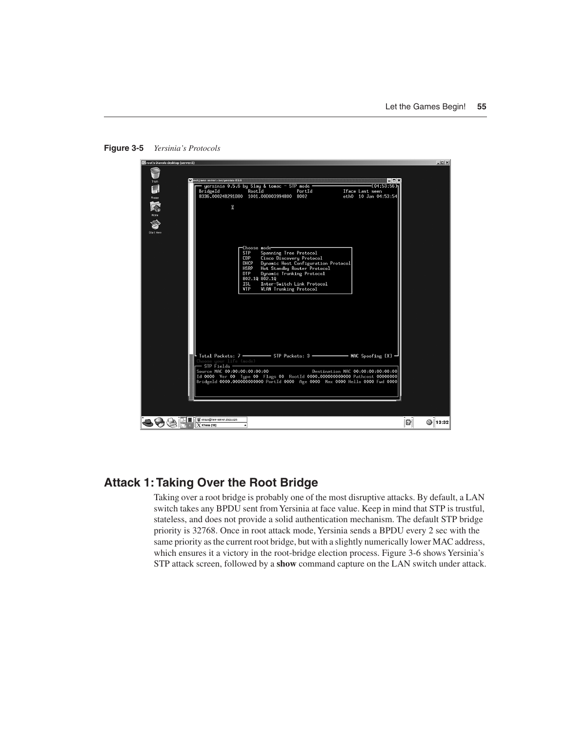**Figure 3-5** *Yersinia's Protocols*

## Attack 1: Taking Over the Root Bridge

Taking over a root bridge is probably one of the most disruptive attacks. By default, a LAN switch takes any BPDU sent from Yersinia at face value. Keep in mind that STP is trustful, stateless, and does not provide a solid authentication mechanism. The default STP bridge priority is 32768. Once in root attack mode, Yersinia sends a BPDU every 2 sec with the same priority as the current root bridge, but with a slightly numerically lower MAC address, which ensures it a victory in the root-bridge election process. Figure 3-6 shows Yersinia's STP attack screen, followed by a **show** command capture on the LAN switch under attack.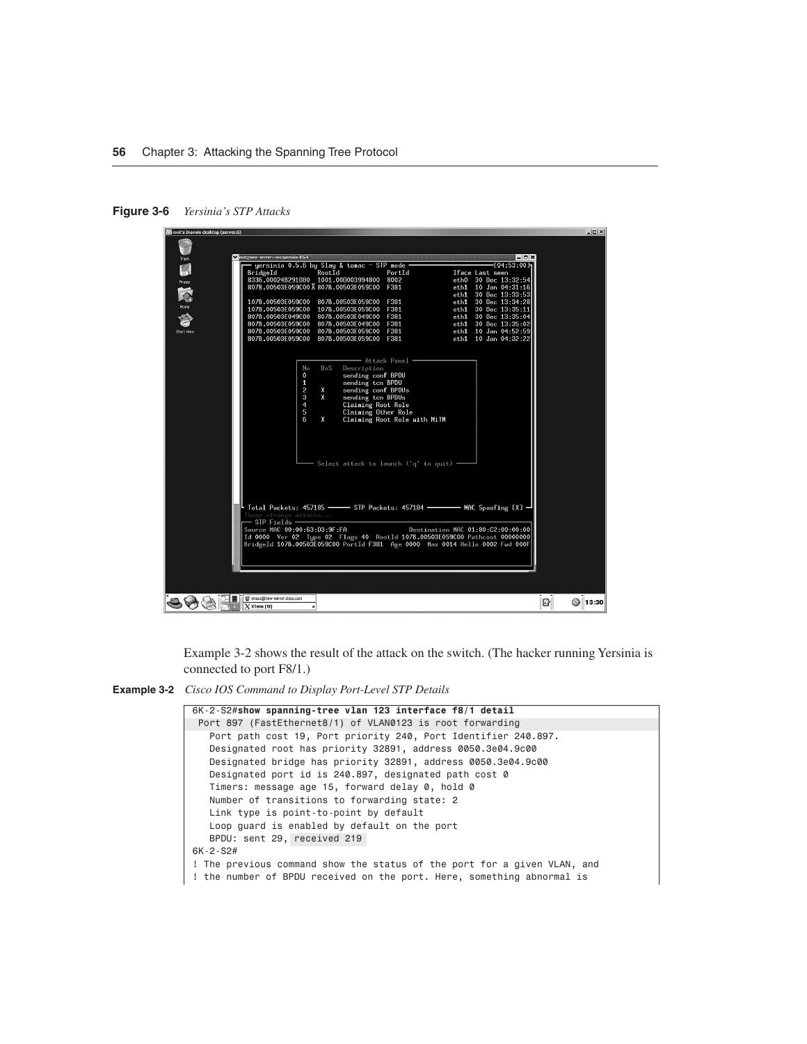**Figure 3-6** *Yersinia's STP Attacks*

Example 3-2 shows the result of the attack on the switch. (The hacker running Yersinia is connected to port F8/1.)

**Example 3-2** *Cisco IOS Command to Display Port-Level STP Details*

```
6K-2-S2#show spanning-tree vlan 123 interface f8/1 detail
 Port 897 (FastEthernet8/1) of VLAN0123 is root forwarding
   Port path cost 19, Port priority 240, Port Identifier 240.897.
   Designated root has priority 32891, address 0050.3e04.9c00
   Designated bridge has priority 32891, address 0050.3e04.9c00
   Designated port id is 240.897, designated path cost 0
   Timers: message age 15, forward delay 0, hold 0
   Number of transitions to forwarding state: 2
   Link type is point-to-point by default
   Loop guard is enabled by default on the port
   BPDU: sent 29, received 219
6K-2-S2#
! The previous command show the status of the port for a given VLAN, and
! the number of BPDU received on the port. Here, something abnormal is
```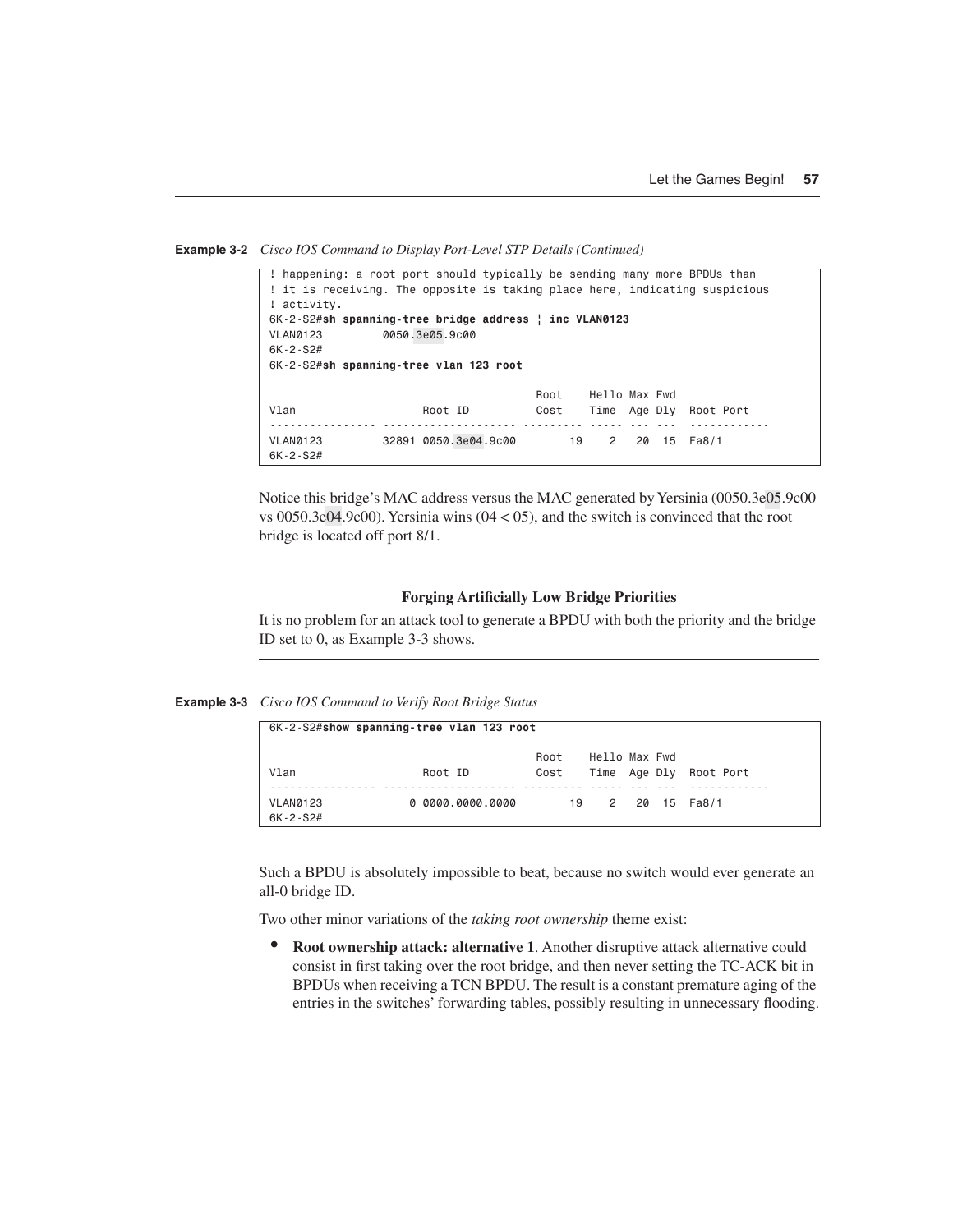**Example 3-2** *Cisco IOS Command to Display Port-Level STP Details (Continued)*

```
! happening: a root port should typically be sending many more BPDUs than
! it is receiving. The opposite is taking place here, indicating suspicious
! activity.
6K-2-S2#sh spanning-tree bridge address ¦ inc VLAN0123
VLAN0123         0050.3e05.9c00
6K-2-S2#
6K-2-S2#sh spanning-tree vlan 123 root

                                        Root    Hello Max Fwd
Vlan                   Root ID          Cost    Time  Age Dly  Root Port
---------------- -------------------- --------- ----- --- ---  ------------
VLAN0123         32891 0050.3e04.9c00        19    2   20  15  Fa8/1
6K-2-S2#
```

Notice this bridge's MAC address versus the MAC generated by Yersinia (0050.3e05.9c00 vs 0050.3e04.9c00). Yersinia wins (04 < 05), and the switch is convinced that the root bridge is located off port 8/1.

**Forging Artificially Low Bridge Priorities**

It is no problem for an attack tool to generate a BPDU with both the priority and the bridge ID set to 0, as Example 3-3 shows.

**Example 3-3** *Cisco IOS Command to Verify Root Bridge Status*

```
6K-2-S2#show spanning-tree vlan 123 root

                                        Root    Hello Max Fwd
Vlan                   Root ID          Cost    Time  Age Dly  Root Port
---------------- -------------------- --------- ----- --- ---  ------------
VLAN0123             0 0000.0000.0000        19    2   20  15  Fa8/1
6K-2-S2#
```

Such a BPDU is absolutely impossible to beat, because no switch would ever generate an all-0 bridge ID.

Two other minor variations of the *taking root ownership* theme exist:

- **Root ownership attack: alternative 1**. Another disruptive attack alternative could consist in first taking over the root bridge, and then never setting the TC-ACK bit in BPDUs when receiving a TCN BPDU. The result is a constant premature aging of the entries in the switches' forwarding tables, possibly resulting in unnecessary flooding.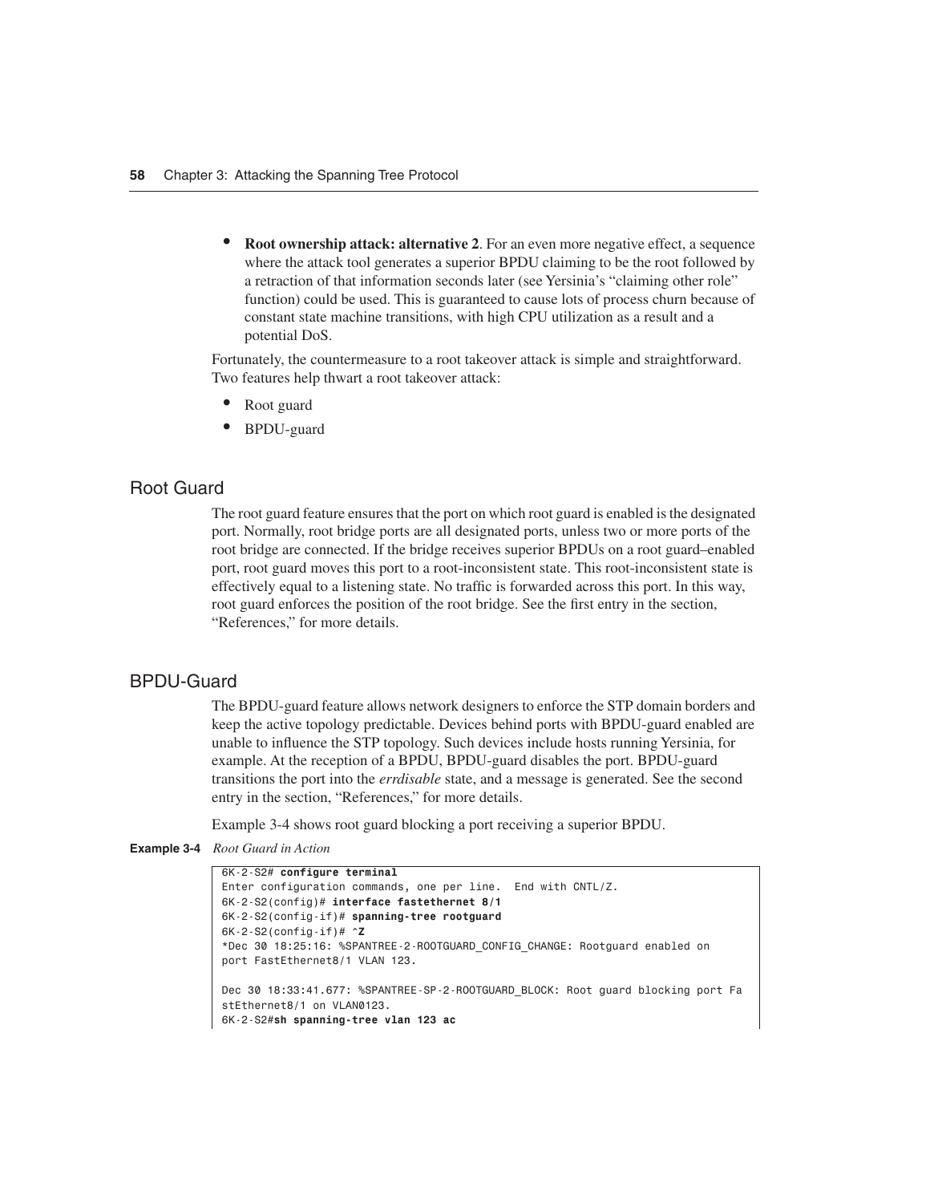- **Root ownership attack: alternative 2**. For an even more negative effect, a sequence where the attack tool generates a superior BPDU claiming to be the root followed by a retraction of that information seconds later (see Yersinia's "claiming other role" function) could be used. This is guaranteed to cause lots of process churn because of constant state machine transitions, with high CPU utilization as a result and a potential DoS.

Fortunately, the countermeasure to a root takeover attack is simple and straightforward. Two features help thwart a root takeover attack:

- Root guard
- BPDU-guard

## Root Guard

The root guard feature ensures that the port on which root guard is enabled is the designated port. Normally, root bridge ports are all designated ports, unless two or more ports of the root bridge are connected. If the bridge receives superior BPDUs on a root guard–enabled port, root guard moves this port to a root-inconsistent state. This root-inconsistent state is effectively equal to a listening state. No traffic is forwarded across this port. In this way, root guard enforces the position of the root bridge. See the first entry in the section, "References," for more details.

## BPDU-Guard

The BPDU-guard feature allows network designers to enforce the STP domain borders and keep the active topology predictable. Devices behind ports with BPDU-guard enabled are unable to influence the STP topology. Such devices include hosts running Yersinia, for example. At the reception of a BPDU, BPDU-guard disables the port. BPDU-guard transitions the port into the *errdisable* state, and a message is generated. See the second entry in the section, "References," for more details.

Example 3-4 shows root guard blocking a port receiving a superior BPDU.

**Example 3-4** *Root Guard in Action*

```
6K-2-S2# configure terminal
Enter configuration commands, one per line.  End with CNTL/Z.
6K-2-S2(config)# interface fastethernet 8/1
6K-2-S2(config-if)# spanning-tree rootguard
6K-2-S2(config-if)# ^Z
*Dec 30 18:25:16: %SPANTREE-2-ROOTGUARD_CONFIG_CHANGE: Rootguard enabled on
port FastEthernet8/1 VLAN 123.

Dec 30 18:33:41.677: %SPANTREE-SP-2-ROOTGUARD_BLOCK: Root guard blocking port Fa
stEthernet8/1 on VLAN0123.
6K-2-S2#sh spanning-tree vlan 123 ac
```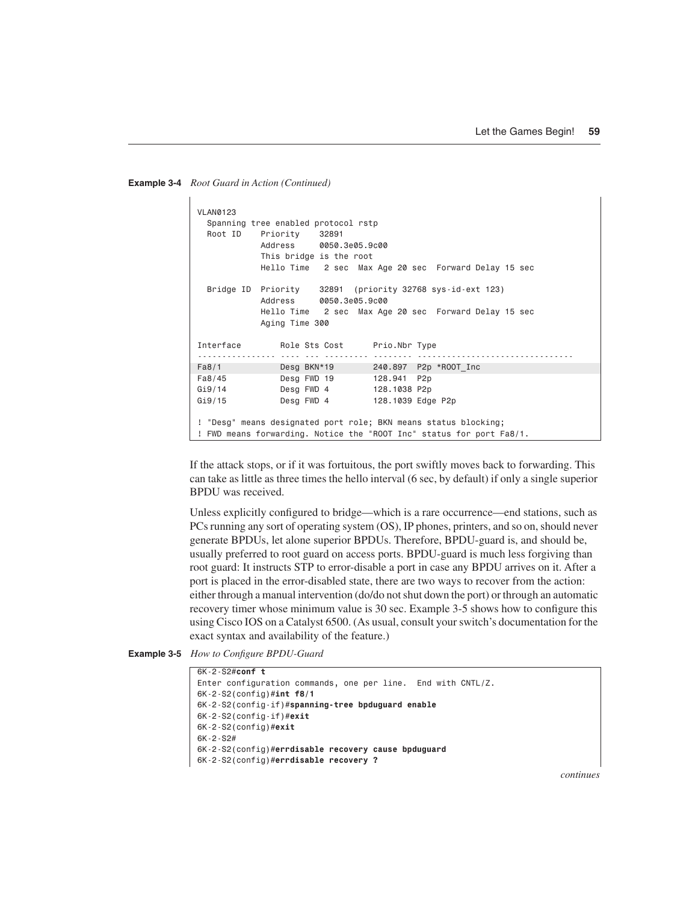**Example 3-4** *Root Guard in Action (Continued)*

```
VLAN0123
  Spanning tree enabled protocol rstp
  Root ID    Priority    32891
             Address     0050.3e05.9c00
             This bridge is the root
             Hello Time   2 sec  Max Age 20 sec  Forward Delay 15 sec

  Bridge ID  Priority    32891  (priority 32768 sys-id-ext 123)
             Address     0050.3e05.9c00
             Hello Time   2 sec  Max Age 20 sec  Forward Delay 15 sec
             Aging Time 300

Interface        Role Sts Cost      Prio.Nbr Type
---------------- ---- --- --------- -------- --------------------------------
Fa8/1            Desg BKN*19        240.897  P2p *ROOT_Inc
Fa8/45           Desg FWD 19        128.941  P2p
Gi9/14           Desg FWD 4         128.1038 P2p
Gi9/15           Desg FWD 4         128.1039 Edge P2p

! "Desg" means designated port role; BKN means status blocking;
! FWD means forwarding. Notice the "ROOT Inc" status for port Fa8/1.
```

If the attack stops, or if it was fortuitous, the port swiftly moves back to forwarding. This can take as little as three times the hello interval (6 sec, by default) if only a single superior BPDU was received.

Unless explicitly configured to bridge—which is a rare occurrence—end stations, such as PCs running any sort of operating system (OS), IP phones, printers, and so on, should never generate BPDUs, let alone superior BPDUs. Therefore, BPDU-guard is, and should be, usually preferred to root guard on access ports. BPDU-guard is much less forgiving than root guard: It instructs STP to error-disable a port in case any BPDU arrives on it. After a port is placed in the error-disabled state, there are two ways to recover from the action: either through a manual intervention (do/do not shut down the port) or through an automatic recovery timer whose minimum value is 30 sec. Example 3-5 shows how to configure this using Cisco IOS on a Catalyst 6500. (As usual, consult your switch's documentation for the exact syntax and availability of the feature.)

**Example 3-5** *How to Configure BPDU-Guard*

```
6K-2-S2#conf t
Enter configuration commands, one per line.  End with CNTL/Z.
6K-2-S2(config)#int f8/1
6K-2-S2(config-if)#spanning-tree bpduguard enable
6K-2-S2(config-if)#exit
6K-2-S2(config)#exit
6K-2-S2#
6K-2-S2(config)#errdisable recovery cause bpduguard
6K-2-S2(config)#errdisable recovery ?
```

*continues*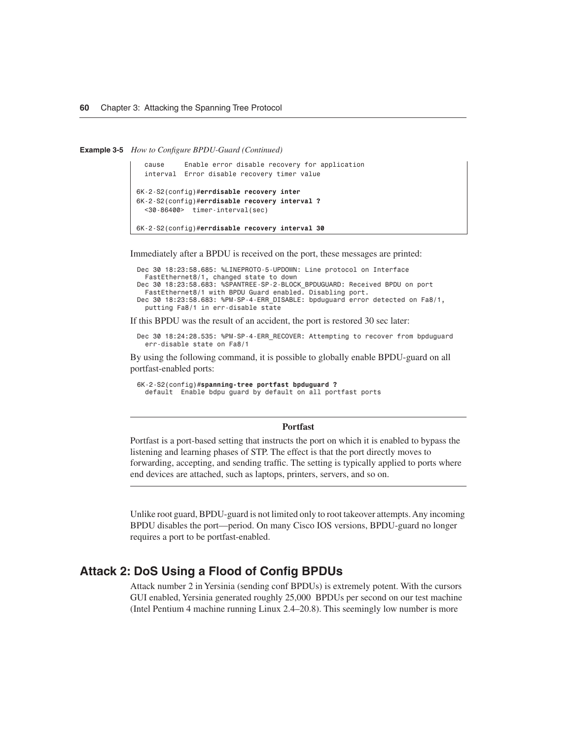**Example 3-5** *How to Configure BPDU-Guard (Continued)*

```
  cause     Enable error disable recovery for application
  interval  Error disable recovery timer value

6K-2-S2(config)#errdisable recovery inter
6K-2-S2(config)#errdisable recovery interval ?
  <30-86400>  timer-interval(sec)

6K-2-S2(config)#errdisable recovery interval 30
```

Immediately after a BPDU is received on the port, these messages are printed:

```
Dec 30 18:23:58.685: %LINEPROTO-5-UPDOWN: Line protocol on Interface
  FastEthernet8/1, changed state to down
Dec 30 18:23:58.683: %SPANTREE-SP-2-BLOCK_BPDUGUARD: Received BPDU on port
  FastEthernet8/1 with BPDU Guard enabled. Disabling port.
Dec 30 18:23:58.683: %PM-SP-4-ERR_DISABLE: bpduguard error detected on Fa8/1,
  putting Fa8/1 in err-disable state
```

If this BPDU was the result of an accident, the port is restored 30 sec later:

```
Dec 30 18:24:28.535: %PM-SP-4-ERR_RECOVER: Attempting to recover from bpduguard
  err-disable state on Fa8/1
```

By using the following command, it is possible to globally enable BPDU-guard on all portfast-enabled ports:

```
6K-2-S2(config)#spanning-tree portfast bpduguard ?
  default  Enable bdpu guard by default on all portfast ports
```

---

**Portfast**

Portfast is a port-based setting that instructs the port on which it is enabled to bypass the listening and learning phases of STP. The effect is that the port directly moves to forwarding, accepting, and sending traffic. The setting is typically applied to ports where end devices are attached, such as laptops, printers, servers, and so on.

---

Unlike root guard, BPDU-guard is not limited only to root takeover attempts. Any incoming BPDU disables the port—period. On many Cisco IOS versions, BPDU-guard no longer requires a port to be portfast-enabled.

## Attack 2: DoS Using a Flood of Config BPDUs

Attack number 2 in Yersinia (sending conf BPDUs) is extremely potent. With the cursors GUI enabled, Yersinia generated roughly 25,000 BPDUs per second on our test machine (Intel Pentium 4 machine running Linux 2.4–20.8). This seemingly low number is more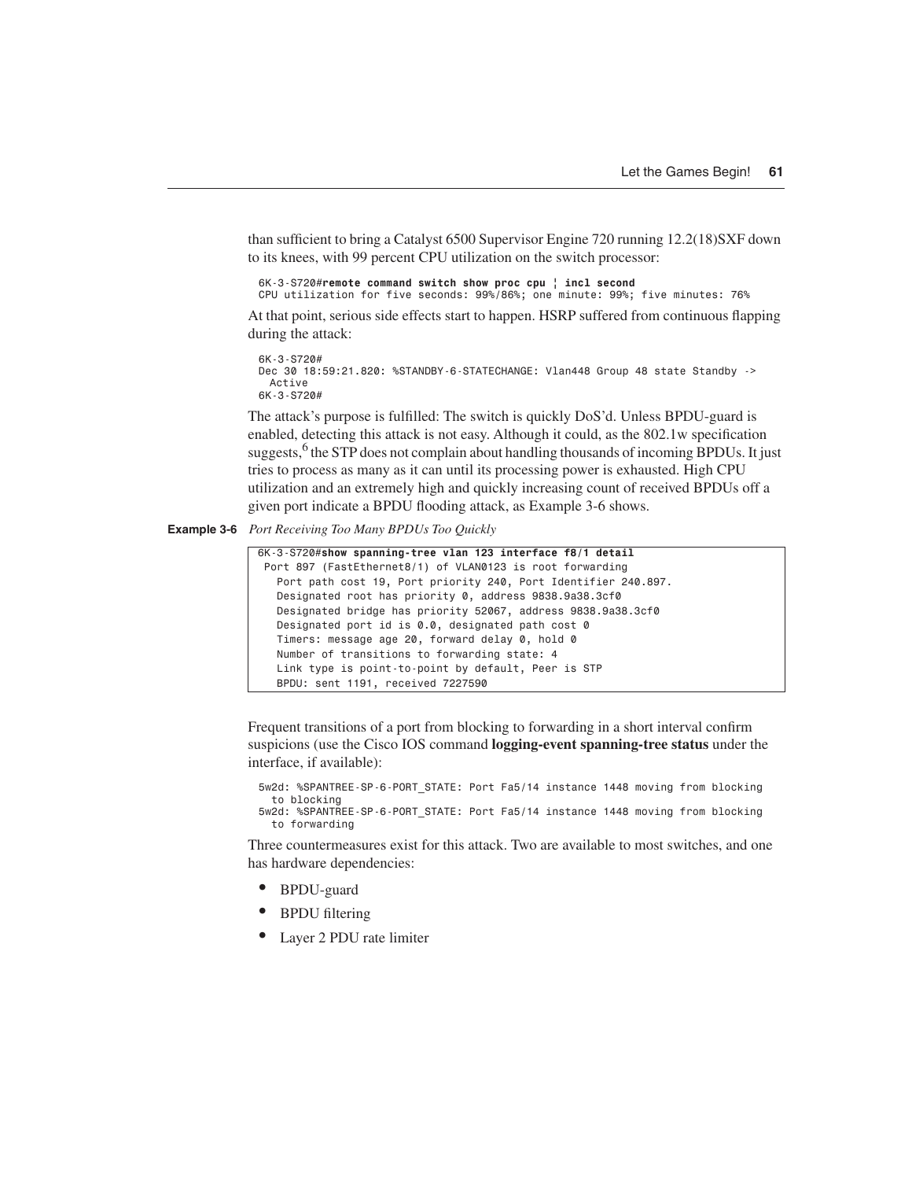than sufficient to bring a Catalyst 6500 Supervisor Engine 720 running 12.2(18)SXF down to its knees, with 99 percent CPU utilization on the switch processor:

```
6K-3-S720#remote command switch show proc cpu ¦ incl second
CPU utilization for five seconds: 99%/86%; one minute: 99%; five minutes: 76%
```

At that point, serious side effects start to happen. HSRP suffered from continuous flapping during the attack:

```
6K-3-S720#
Dec 30 18:59:21.820: %STANDBY-6-STATECHANGE: Vlan448 Group 48 state Standby ->
  Active
6K-3-S720#
```

The attack's purpose is fulfilled: The switch is quickly DoS'd. Unless BPDU-guard is enabled, detecting this attack is not easy. Although it could, as the 802.1w specification suggests,[6] the STP does not complain about handling thousands of incoming BPDUs. It just tries to process as many as it can until its processing power is exhausted. High CPU utilization and an extremely high and quickly increasing count of received BPDUs off a given port indicate a BPDU flooding attack, as Example 3-6 shows.

**Example 3-6** *Port Receiving Too Many BPDUs Too Quickly*

```
6K-3-S720#show spanning-tree vlan 123 interface f8/1 detail
 Port 897 (FastEthernet8/1) of VLAN0123 is root forwarding
   Port path cost 19, Port priority 240, Port Identifier 240.897.
   Designated root has priority 0, address 9838.9a38.3cf0
   Designated bridge has priority 52067, address 9838.9a38.3cf0
   Designated port id is 0.0, designated path cost 0
   Timers: message age 20, forward delay 0, hold 0
   Number of transitions to forwarding state: 4
   Link type is point-to-point by default, Peer is STP
   BPDU: sent 1191, received 7227590
```

Frequent transitions of a port from blocking to forwarding in a short interval confirm suspicions (use the Cisco IOS command **logging-event spanning-tree status** under the interface, if available):

```
5w2d: %SPANTREE-SP-6-PORT_STATE: Port Fa5/14 instance 1448 moving from blocking
  to blocking
5w2d: %SPANTREE-SP-6-PORT_STATE: Port Fa5/14 instance 1448 moving from blocking
  to forwarding
```

Three countermeasures exist for this attack. Two are available to most switches, and one has hardware dependencies:

- BPDU-guard
- BPDU filtering
- Layer 2 PDU rate limiter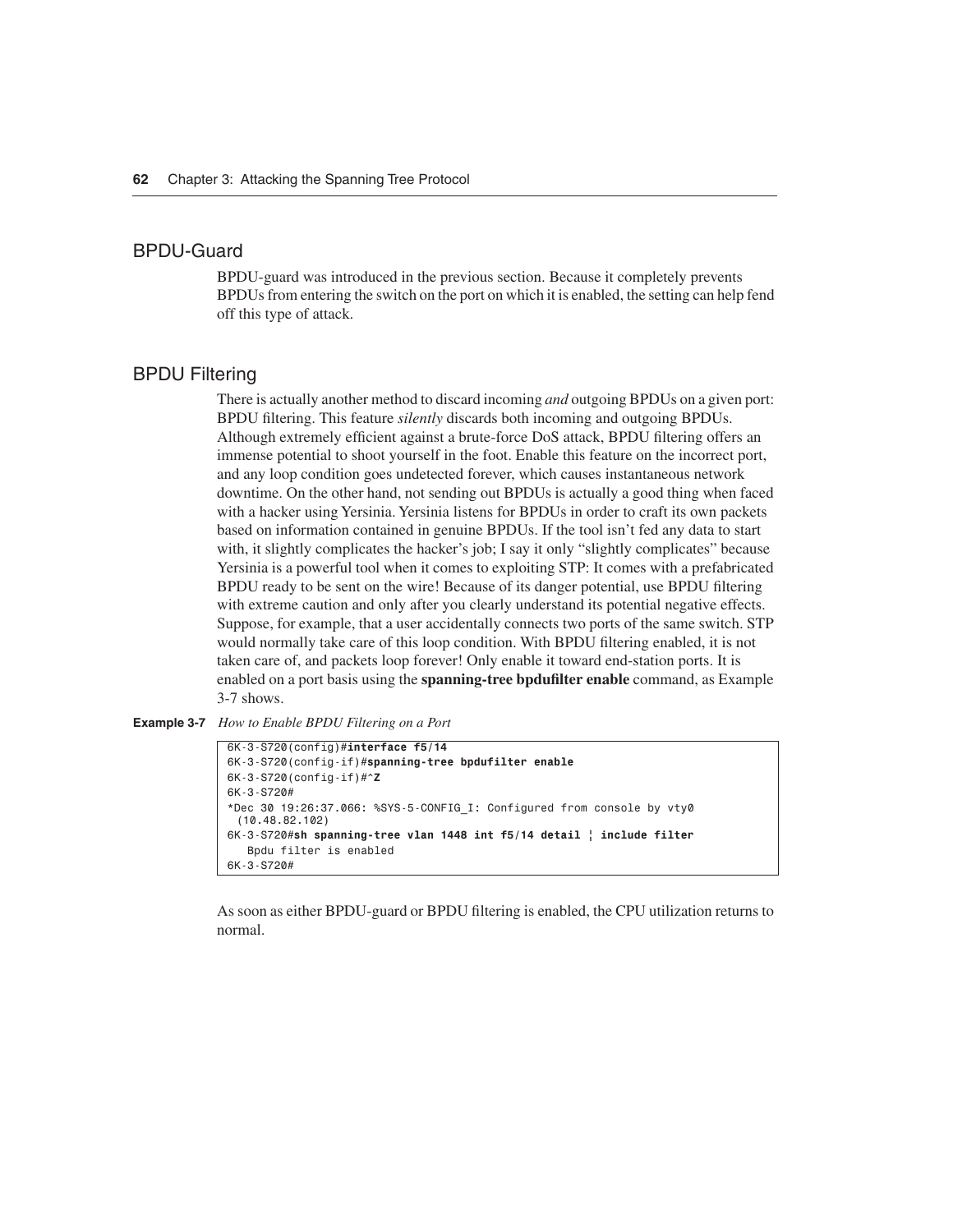## BPDU-Guard

BPDU-guard was introduced in the previous section. Because it completely prevents BPDUs from entering the switch on the port on which it is enabled, the setting can help fend off this type of attack.

## BPDU Filtering

There is actually another method to discard incoming *and* outgoing BPDUs on a given port: BPDU filtering. This feature *silently* discards both incoming and outgoing BPDUs. Although extremely efficient against a brute-force DoS attack, BPDU filtering offers an immense potential to shoot yourself in the foot. Enable this feature on the incorrect port, and any loop condition goes undetected forever, which causes instantaneous network downtime. On the other hand, not sending out BPDUs is actually a good thing when faced with a hacker using Yersinia. Yersinia listens for BPDUs in order to craft its own packets based on information contained in genuine BPDUs. If the tool isn't fed any data to start with, it slightly complicates the hacker's job; I say it only "slightly complicates" because Yersinia is a powerful tool when it comes to exploiting STP: It comes with a prefabricated BPDU ready to be sent on the wire! Because of its danger potential, use BPDU filtering with extreme caution and only after you clearly understand its potential negative effects. Suppose, for example, that a user accidentally connects two ports of the same switch. STP would normally take care of this loop condition. With BPDU filtering enabled, it is not taken care of, and packets loop forever! Only enable it toward end-station ports. It is enabled on a port basis using the **spanning-tree bpdufilter enable** command, as Example 3-7 shows.

**Example 3-7** *How to Enable BPDU Filtering on a Port*

```
6K-3-S720(config)#interface f5/14
6K-3-S720(config-if)#spanning-tree bpdufilter enable
6K-3-S720(config-if)#^Z
6K-3-S720#
*Dec 30 19:26:37.066: %SYS-5-CONFIG_I: Configured from console by vty0
 (10.48.82.102)
6K-3-S720#sh spanning-tree vlan 1448 int f5/14 detail ¦ include filter
   Bpdu filter is enabled
6K-3-S720#
```

As soon as either BPDU-guard or BPDU filtering is enabled, the CPU utilization returns to normal.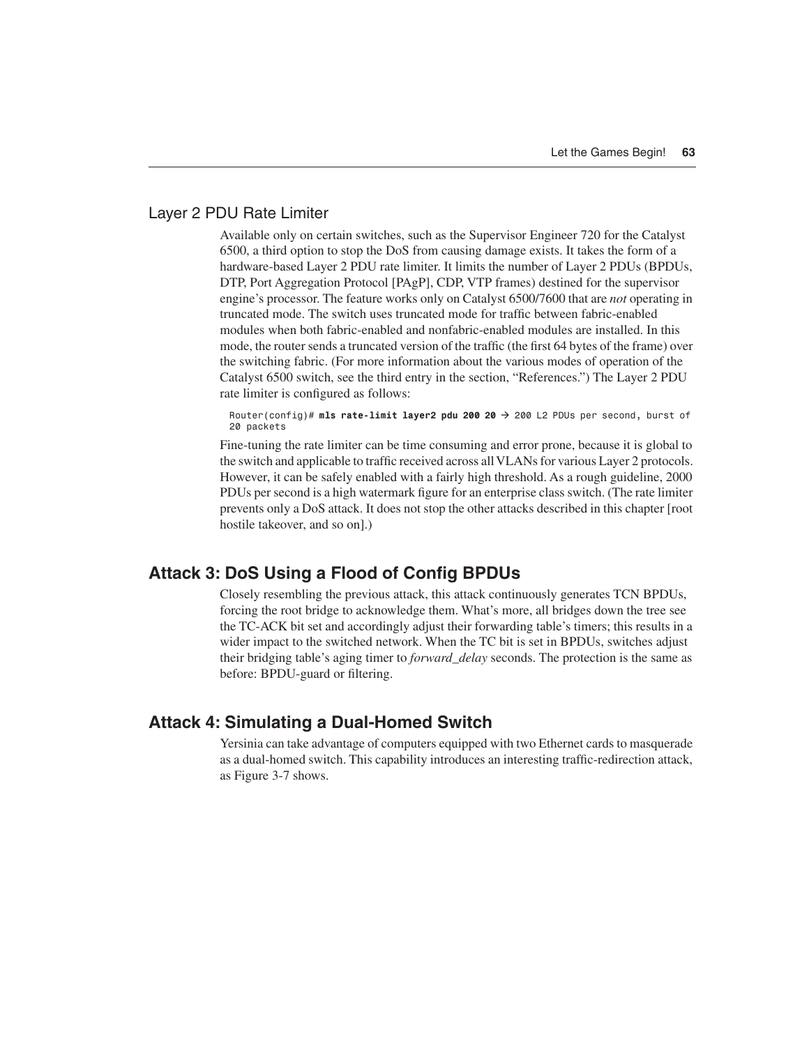### Layer 2 PDU Rate Limiter

Available only on certain switches, such as the Supervisor Engineer 720 for the Catalyst 6500, a third option to stop the DoS from causing damage exists. It takes the form of a hardware-based Layer 2 PDU rate limiter. It limits the number of Layer 2 PDUs (BPDUs, DTP, Port Aggregation Protocol [PAgP], CDP, VTP frames) destined for the supervisor engine's processor. The feature works only on Catalyst 6500/7600 that are *not* operating in truncated mode. The switch uses truncated mode for traffic between fabric-enabled modules when both fabric-enabled and nonfabric-enabled modules are installed. In this mode, the router sends a truncated version of the traffic (the first 64 bytes of the frame) over the switching fabric. (For more information about the various modes of operation of the Catalyst 6500 switch, see the third entry in the section, "References.") The Layer 2 PDU rate limiter is configured as follows:

```
Router(config)# mls rate-limit layer2 pdu 200 20 → 200 L2 PDUs per second, burst of
20 packets
```

Fine-tuning the rate limiter can be time consuming and error prone, because it is global to the switch and applicable to traffic received across all VLANs for various Layer 2 protocols. However, it can be safely enabled with a fairly high threshold. As a rough guideline, 2000 PDUs per second is a high watermark figure for an enterprise class switch. (The rate limiter prevents only a DoS attack. It does not stop the other attacks described in this chapter [root hostile takeover, and so on].)

## Attack 3: DoS Using a Flood of Config BPDUs

Closely resembling the previous attack, this attack continuously generates TCN BPDUs, forcing the root bridge to acknowledge them. What's more, all bridges down the tree see the TC-ACK bit set and accordingly adjust their forwarding table's timers; this results in a wider impact to the switched network. When the TC bit is set in BPDUs, switches adjust their bridging table's aging timer to *forward_delay* seconds. The protection is the same as before: BPDU-guard or filtering.

## Attack 4: Simulating a Dual-Homed Switch

Yersinia can take advantage of computers equipped with two Ethernet cards to masquerade as a dual-homed switch. This capability introduces an interesting traffic-redirection attack, as Figure 3-7 shows.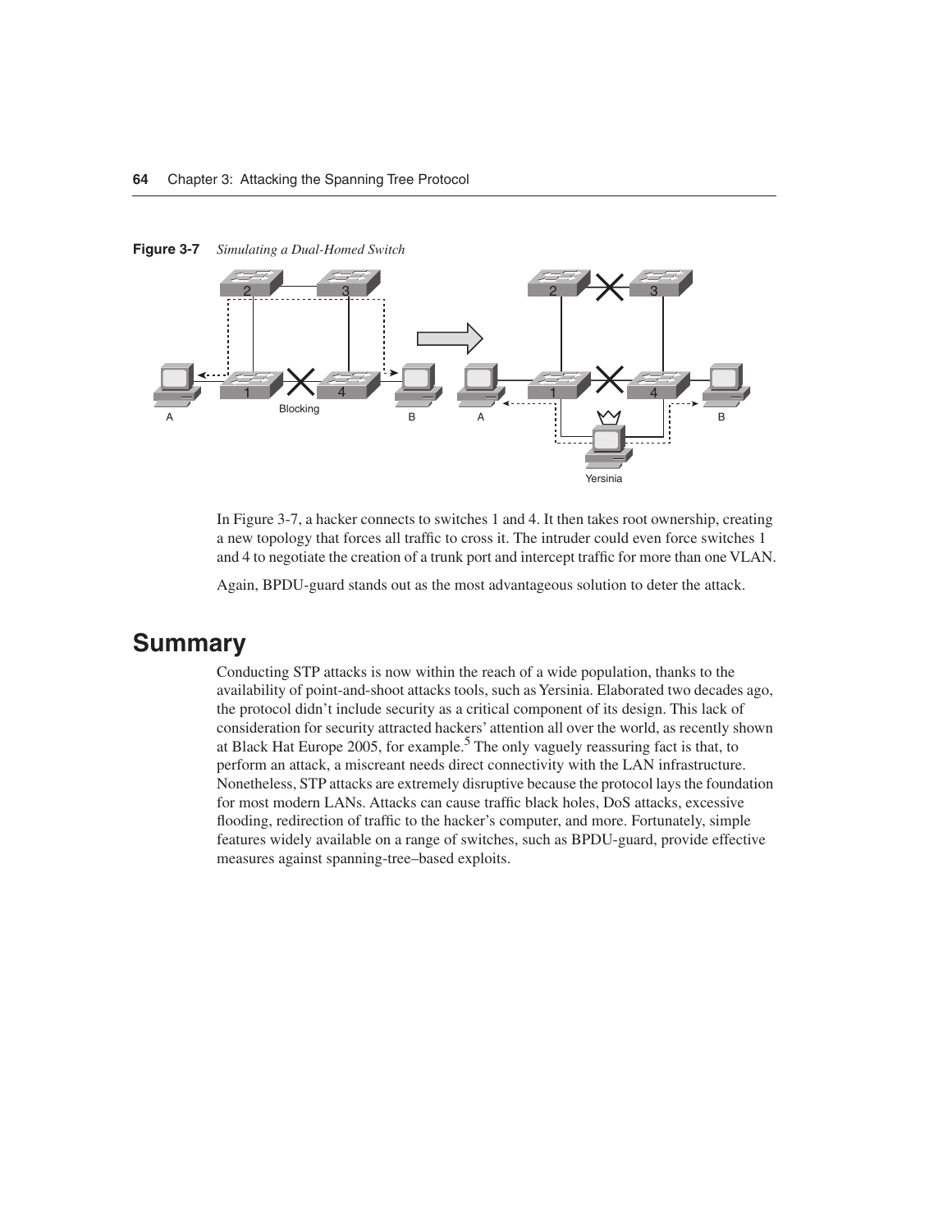**Figure 3-7** *Simulating a Dual-Homed Switch*

In Figure 3-7, a hacker connects to switches 1 and 4. It then takes root ownership, creating a new topology that forces all traffic to cross it. The intruder could even force switches 1 and 4 to negotiate the creation of a trunk port and intercept traffic for more than one VLAN.

Again, BPDU-guard stands out as the most advantageous solution to deter the attack.

## Summary

Conducting STP attacks is now within the reach of a wide population, thanks to the availability of point-and-shoot attacks tools, such as Yersinia. Elaborated two decades ago, the protocol didn't include security as a critical component of its design. This lack of consideration for security attracted hackers' attention all over the world, as recently shown at Black Hat Europe 2005, for example.[5] The only vaguely reassuring fact is that, to perform an attack, a miscreant needs direct connectivity with the LAN infrastructure. Nonetheless, STP attacks are extremely disruptive because the protocol lays the foundation for most modern LANs. Attacks can cause traffic black holes, DoS attacks, excessive flooding, redirection of traffic to the hacker's computer, and more. Fortunately, simple features widely available on a range of switches, such as BPDU-guard, provide effective measures against spanning-tree–based exploits.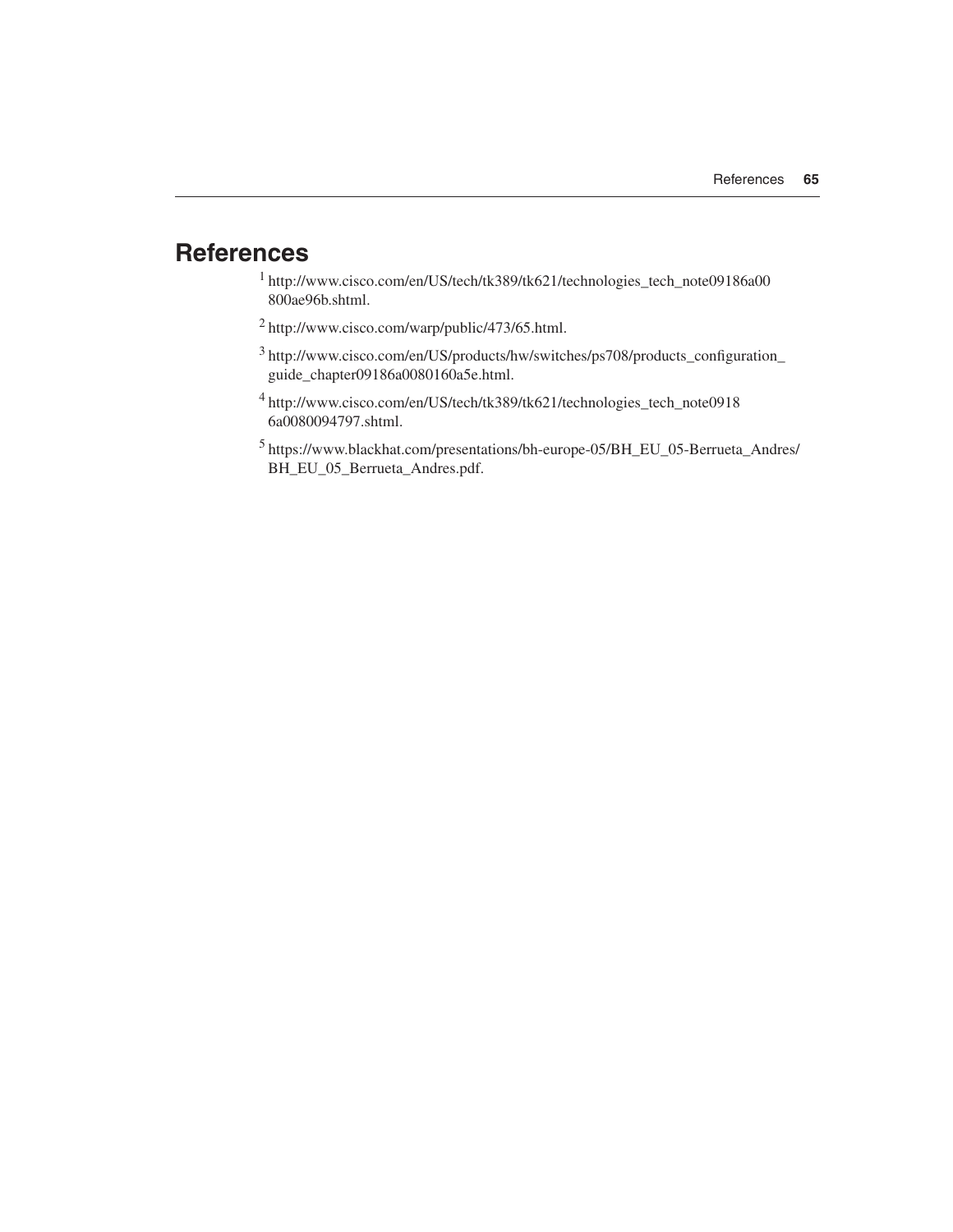## References

[1] http://www.cisco.com/en/US/tech/tk389/tk621/technologies_tech_note09186a00800ae96b.shtml.

[2] http://www.cisco.com/warp/public/473/65.html.

[3] http://www.cisco.com/en/US/products/hw/switches/ps708/products_configuration_guide_chapter09186a0080160a5e.html.

[4] http://www.cisco.com/en/US/tech/tk389/tk621/technologies_tech_note09186a0080094797.shtml.

[5] https://www.blackhat.com/presentations/bh-europe-05/BH_EU_05-Berrueta_Andres/BH_EU_05_Berrueta_Andres.pdf.